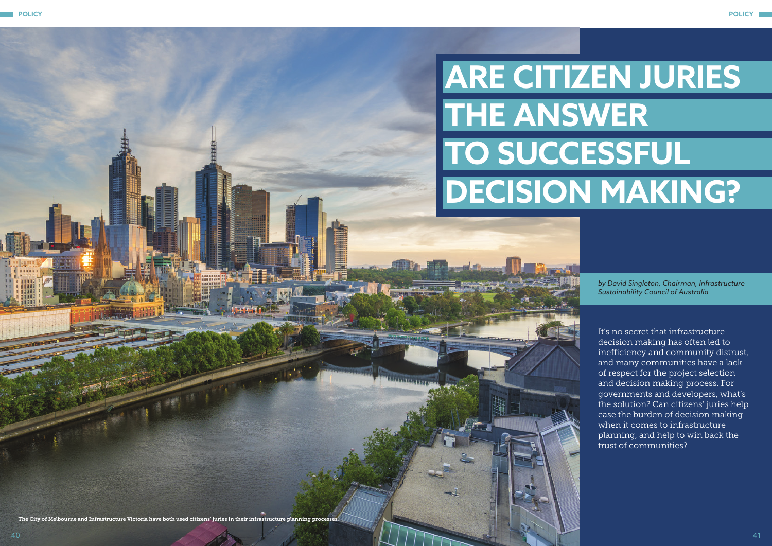# ARE CITIZEN JURIES THE ANSWER TO SUCCESSFUL DECISION MAKING?

*by David Singleton, Chairman, Infrastructure Sustainability Council of Australia*

It's no secret that infrastructure decision making has often led to inefficiency and community distrust, and many communities have a lack of respect for the project selection and decision making process. For governments and developers, what's the solution? Can citizens' juries help ease the burden of decision making when it comes to infrastructure planning, and help to win back the trust of communities?

The City of Melbourne and Infrastructure Victoria have both used citizens' juries in their infrastructure planning processes.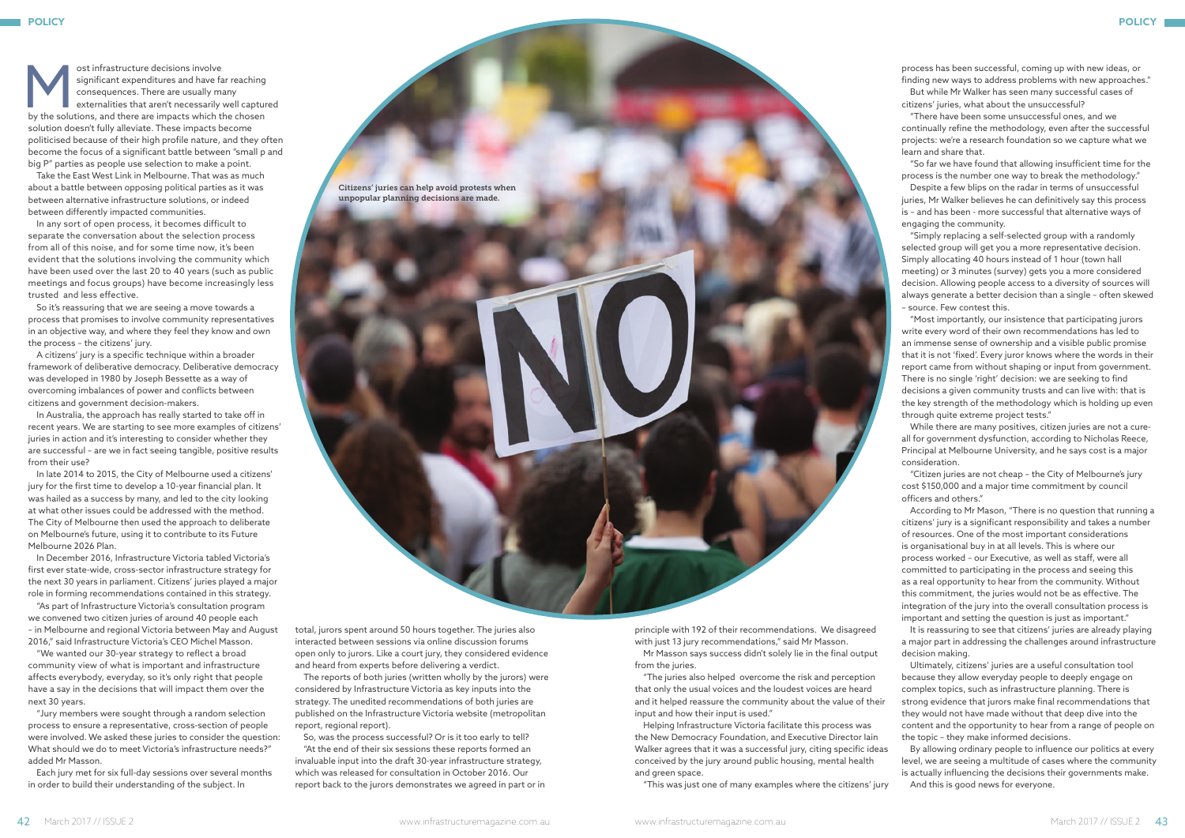Most infrastructure decisions involve significant expenditures and have far reaching consequences. There are usually many externalities that aren't necessarily well captured by the solutions, and there are impacts which the chosen solution doesn't fully alleviate. These impacts become politicised because of their high profile nature, and they often become the focus of a significant battle between "small p and big P" parties as people use selection to make a point.

Take the East West Link in Melbourne. That was as much about a battle between opposing political parties as it was between alternative infrastructure solutions, or indeed between differently impacted communities.

In any sort of open process, it becomes difficult to separate the conversation about the selection process from all of this noise, and for some time now, it's been evident that the solutions involving the community which have been used over the last 20 to 40 years (such as public meetings and focus groups) have become increasingly less trusted and less effective.

So it's reassuring that we are seeing a move towards a process that promises to involve community representatives in an objective way, and where they feel they know and own the process – the citizens' jury.

A citizens' jury is a specific technique within a broader framework of deliberative democracy. Deliberative democracy was developed in 1980 by Joseph Bessette as a way of overcoming imbalances of power and conflicts between citizens and government decision-makers.

In Australia, the approach has really started to take off in recent years. We are starting to see more examples of citizens' juries in action and it's interesting to consider whether they are successful – are we in fact seeing tangible, positive results from their use?

In late 2014 to 2015, the City of Melbourne used a citizens' jury for the first time to develop a 10-year financial plan. It was hailed as a success by many, and led to the city looking at what other issues could be addressed with the method. The City of Melbourne then used the approach to deliberate on Melbourne's future, using it to contribute to its Future Melbourne 2026 Plan.

In December 2016, Infrastructure Victoria tabled Victoria's first ever state-wide, cross-sector infrastructure strategy for the next 30 years in parliament. Citizens' juries played a major role in forming recommendations contained in this strategy.

"As part of Infrastructure Victoria's consultation program we convened two citizen juries of around 40 people each – in Melbourne and regional Victoria between May and August 2016," said Infrastructure Victoria's CEO Michel Masson.

"We wanted our 30-year strategy to reflect a broad community view of what is important and infrastructure affects everybody, everyday, so it's only right that people have a say in the decisions that will impact them over the next 30 years.

"Jury members were sought through a random selection process to ensure a representative, cross-section of people were involved. We asked these juries to consider the question: What should we do to meet Victoria's infrastructure needs?" added Mr Masson.

Each jury met for six full-day sessions over several months in order to build their understanding of the subject. In total, jurors spent around 50 hours together. The juries also interacted between sessions via online discussion forums open only to jurors. Like a court jury, they considered evidence and heard from experts before delivering a verdict.

The reports of both juries (written wholly by the jurors) were considered by Infrastructure Victoria as key inputs into the strategy. The unedited recommendations of both juries are published on the Infrastructure Victoria website (metropolitan report, regional report).

So, was the process successful? Or is it too early to tell?

"At the end of their six sessions these reports formed an invaluable input into the draft 30-year infrastructure strategy, which was released for consultation in October 2016. Our report back to the jurors demonstrates we agreed in part or in principle with 192 of their recommendations. We disagreed with just 13 jury recommendations," said Mr Masson.

Mr Masson says success didn't solely lie in the final output from the juries.

"The juries also helped overcome the risk and perception that only the usual voices and the loudest voices are heard and it helped reassure the community about the value of their input and how their input is used."

Citizens' juries can help avoid protests when unpopular planning decisions are made.

Helping Infrastructure Victoria facilitate this process was the New Democracy Foundation, and Executive Director Iain Walker agrees that it was a successful jury, citing specific ideas conceived by the jury around public housing, mental health and green space.

"This was just one of many examples where the citizens' jury process has been successful, coming up with new ideas, or finding new ways to address problems with new approaches."

But while Mr Walker has seen many successful cases of citizens' juries, what about the unsuccessful?

"There have been some unsuccessful ones, and we continually refine the methodology, even after the successful projects: we're a research foundation so we capture what we learn and share that.

"So far we have found that allowing insufficient time for the process is the number one way to break the methodology."

Despite a few blips on the radar in terms of unsuccessful juries, Mr Walker believes he can definitively say this process is – and has been - more successful that alternative ways of engaging the community.

"Simply replacing a self-selected group with a randomly selected group will get you a more representative decision. Simply allocating 40 hours instead of 1 hour (town hall meeting) or 3 minutes (survey) gets you a more considered decision. Allowing people access to a diversity of sources will always generate a better decision than a single – often skewed – source. Few contest this.

"Most importantly, our insistence that participating jurors write every word of their own recommendations has led to an immense sense of ownership and a visible public promise that it is not 'fixed'. Every juror knows where the words in their report came from without shaping or input from government. There is no single 'right' decision: we are seeking to find decisions a given community trusts and can live with: that is the key strength of the methodology which is holding up even through quite extreme project tests."

While there are many positives, citizen juries are not a cure-all for government dysfunction, according to Nicholas Reece, Principal at Melbourne University, and he says cost is a major consideration.

"Citizen juries are not cheap – the City of Melbourne's jury cost $150,000 and a major time commitment by council officers and others."

According to Mr Mason, "There is no question that running a citizens' jury is a significant responsibility and takes a number of resources. One of the most important considerations is organisational buy in at all levels. This is where our process worked – our Executive, as well as staff, were all committed to participating in the process and seeing this as a real opportunity to hear from the community. Without this commitment, the juries would not be as effective. The integration of the jury into the overall consultation process is important and setting the question is just as important."

It is reassuring to see that citizens' juries are already playing a major part in addressing the challenges around infrastructure decision making.

Ultimately, citizens' juries are a useful consultation tool because they allow everyday people to deeply engage on complex topics, such as infrastructure planning. There is strong evidence that jurors make final recommendations that they would not have made without that deep dive into the content and the opportunity to hear from a range of people on the topic – they make informed decisions.

By allowing ordinary people to influence our politics at every level, we are seeing a multitude of cases where the community is actually influencing the decisions their governments make. And this is good news for everyone.